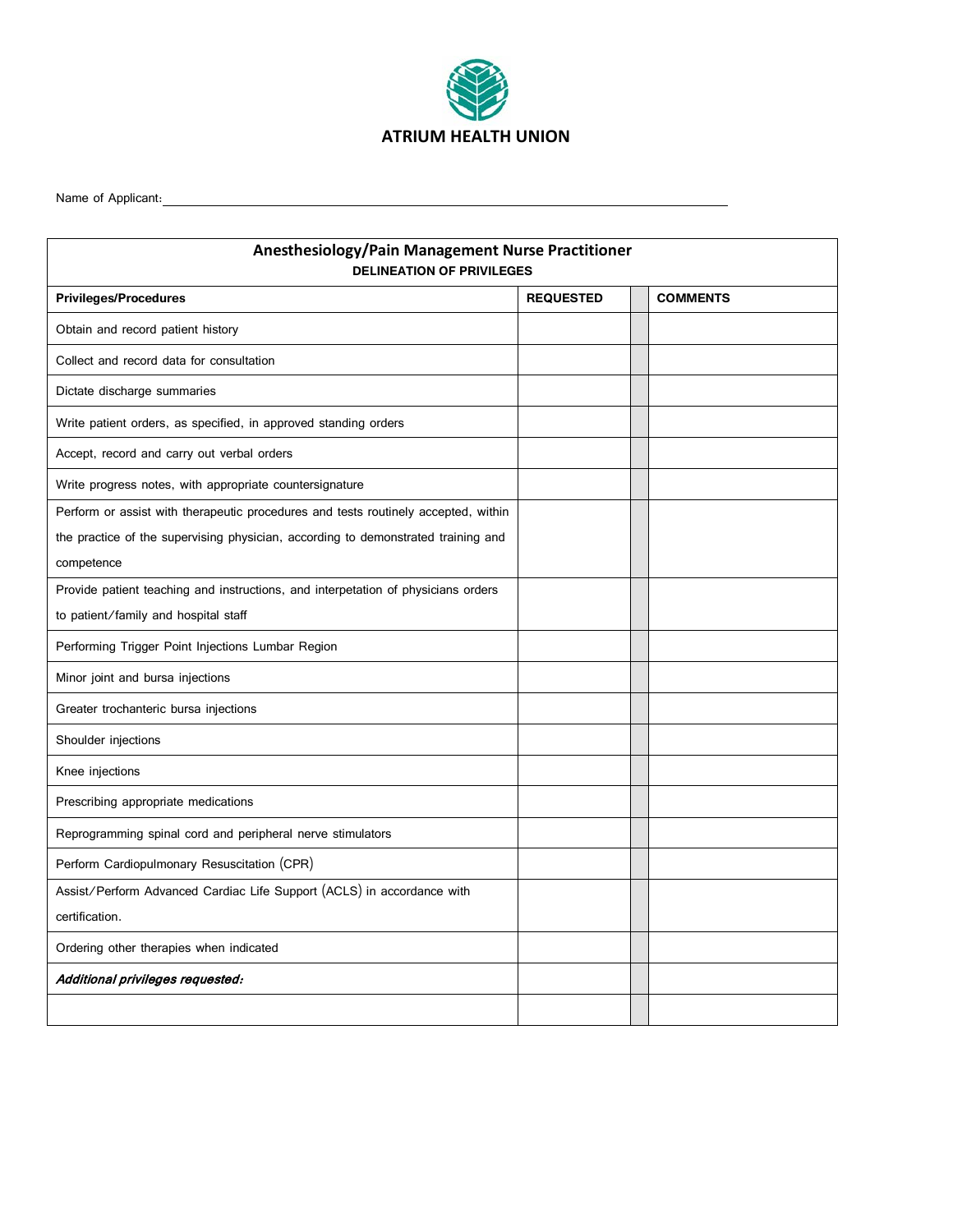# ATRIUM HEALTH UNION

Name of Applicant: ___________________________________________

| Anesthesiology/Pain Management Nurse Practitioner<br>DELINEATION OF PRIVILEGES | | | |
|---|---|---|---|
| **Privileges/Procedures** | **REQUESTED** | | **COMMENTS** |
| Obtain and record patient history | | | |
| Collect and record data for consultation | | | |
| Dictate discharge summaries | | | |
| Write patient orders, as specified, in approved standing orders | | | |
| Accept, record and carry out verbal orders | | | |
| Write progress notes, with appropriate countersignature | | | |
| Perform or assist with therapeutic procedures and tests routinely accepted, within the practice of the supervising physician, according to demonstrated training and competence | | | |
| Provide patient teaching and instructions, and interpetation of physicians orders to patient/family and hospital staff | | | |
| Performing Trigger Point Injections Lumbar Region | | | |
| Minor joint and bursa injections | | | |
| Greater trochanteric bursa injections | | | |
| Shoulder injections | | | |
| Knee injections | | | |
| Prescribing appropriate medications | | | |
| Reprogramming spinal cord and peripheral nerve stimulators | | | |
| Perform Cardiopulmonary Resuscitation (CPR) | | | |
| Assist/Perform Advanced Cardiac Life Support (ACLS) in accordance with certification. | | | |
| Ordering other therapies when indicated | | | |
| ***Additional privileges requested:*** | | | |
| | | | |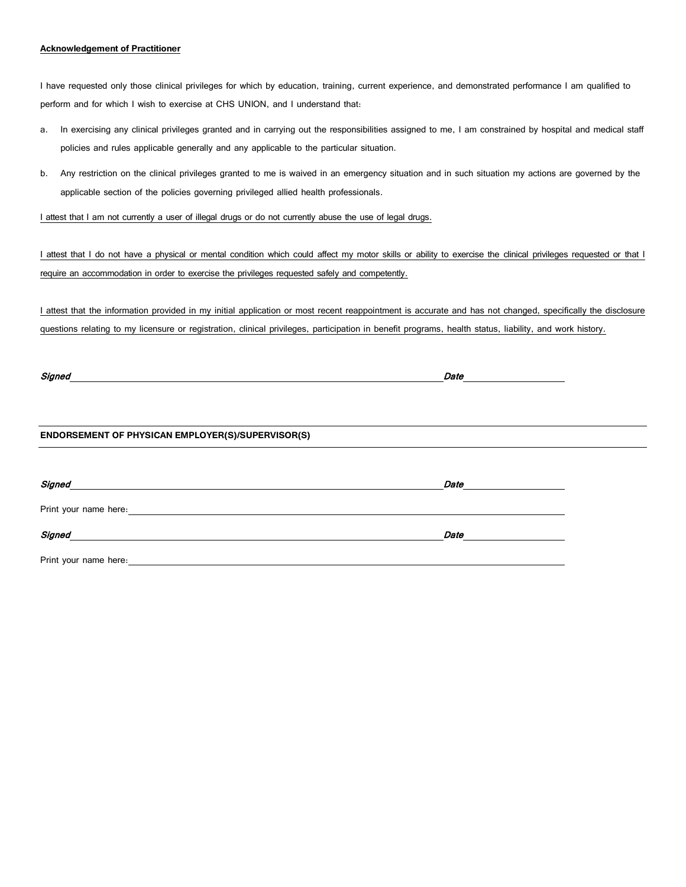**Acknowledgement of Practitioner**

I have requested only those clinical privileges for which by education, training, current experience, and demonstrated performance I am qualified to perform and for which I wish to exercise at CHS UNION, and I understand that:

a. In exercising any clinical privileges granted and in carrying out the responsibilities assigned to me, I am constrained by hospital and medical staff policies and rules applicable generally and any applicable to the particular situation.

b. Any restriction on the clinical privileges granted to me is waived in an emergency situation and in such situation my actions are governed by the applicable section of the policies governing privileged allied health professionals.

I attest that I am not currently a user of illegal drugs or do not currently abuse the use of legal drugs.

I attest that I do not have a physical or mental condition which could affect my motor skills or ability to exercise the clinical privileges requested or that I require an accommodation in order to exercise the privileges requested safely and competently.

I attest that the information provided in my initial application or most recent reappointment is accurate and has not changed, specifically the disclosure questions relating to my licensure or registration, clinical privileges, participation in benefit programs, health status, liability, and work history.

***Signed*** ______________________________ ***Date*** ______________

**ENDORSEMENT OF PHYSICAN EMPLOYER(S)/SUPERVISOR(S)**

***Signed*** ______________________________ ***Date*** ______________

Print your name here: ______________________________

***Signed*** ______________________________ ***Date*** ______________

Print your name here: ______________________________